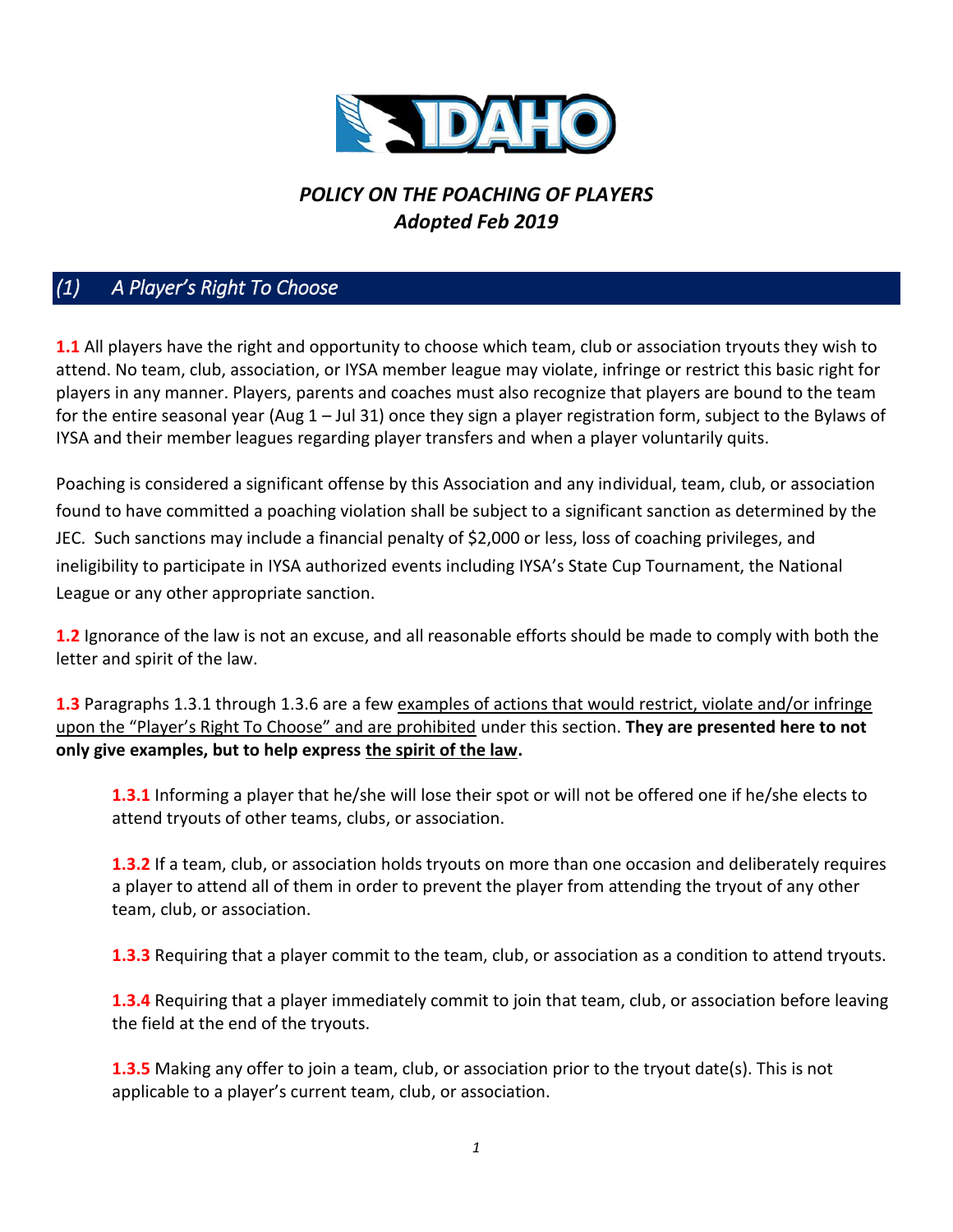# *POLICY ON THE POACHING OF PLAYERS*
# *Adopted Feb 2019*

## *(1) A Player's Right To Choose*

**1.1** All players have the right and opportunity to choose which team, club or association tryouts they wish to attend. No team, club, association, or IYSA member league may violate, infringe or restrict this basic right for players in any manner. Players, parents and coaches must also recognize that players are bound to the team for the entire seasonal year (Aug 1 – Jul 31) once they sign a player registration form, subject to the Bylaws of IYSA and their member leagues regarding player transfers and when a player voluntarily quits.

Poaching is considered a significant offense by this Association and any individual, team, club, or association found to have committed a poaching violation shall be subject to a significant sanction as determined by the JEC. Such sanctions may include a financial penalty of $2,000 or less, loss of coaching privileges, and ineligibility to participate in IYSA authorized events including IYSA's State Cup Tournament, the National League or any other appropriate sanction.

**1.2** Ignorance of the law is not an excuse, and all reasonable efforts should be made to comply with both the letter and spirit of the law.

**1.3** Paragraphs 1.3.1 through 1.3.6 are a few examples of actions that would restrict, violate and/or infringe upon the "Player's Right To Choose" and are prohibited under this section. **They are presented here to not only give examples, but to help express the spirit of the law.**

> **1.3.1** Informing a player that he/she will lose their spot or will not be offered one if he/she elects to attend tryouts of other teams, clubs, or association.
>
> **1.3.2** If a team, club, or association holds tryouts on more than one occasion and deliberately requires a player to attend all of them in order to prevent the player from attending the tryout of any other team, club, or association.
>
> **1.3.3** Requiring that a player commit to the team, club, or association as a condition to attend tryouts.
>
> **1.3.4** Requiring that a player immediately commit to join that team, club, or association before leaving the field at the end of the tryouts.
>
> **1.3.5** Making any offer to join a team, club, or association prior to the tryout date(s). This is not applicable to a player's current team, club, or association.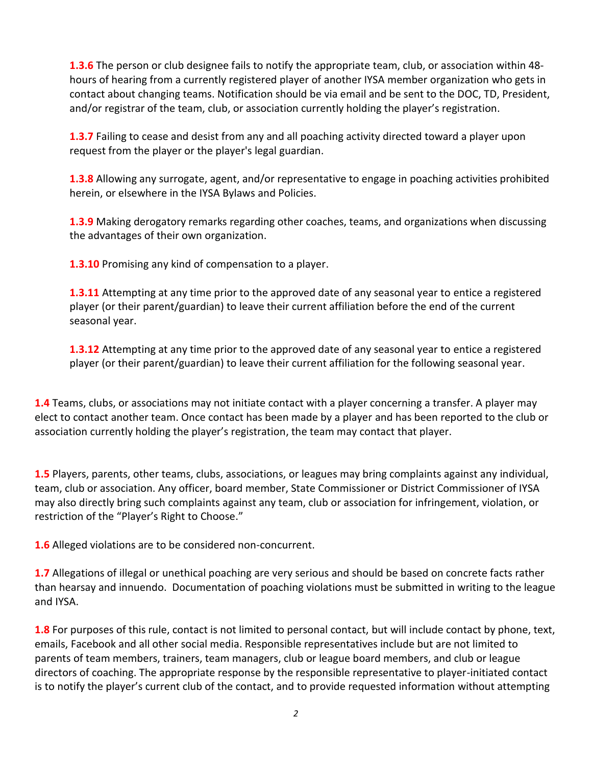**1.3.6** The person or club designee fails to notify the appropriate team, club, or association within 48-hours of hearing from a currently registered player of another IYSA member organization who gets in contact about changing teams. Notification should be via email and be sent to the DOC, TD, President, and/or registrar of the team, club, or association currently holding the player's registration.

**1.3.7** Failing to cease and desist from any and all poaching activity directed toward a player upon request from the player or the player's legal guardian.

**1.3.8** Allowing any surrogate, agent, and/or representative to engage in poaching activities prohibited herein, or elsewhere in the IYSA Bylaws and Policies.

**1.3.9** Making derogatory remarks regarding other coaches, teams, and organizations when discussing the advantages of their own organization.

**1.3.10** Promising any kind of compensation to a player.

**1.3.11** Attempting at any time prior to the approved date of any seasonal year to entice a registered player (or their parent/guardian) to leave their current affiliation before the end of the current seasonal year.

**1.3.12** Attempting at any time prior to the approved date of any seasonal year to entice a registered player (or their parent/guardian) to leave their current affiliation for the following seasonal year.

**1.4** Teams, clubs, or associations may not initiate contact with a player concerning a transfer. A player may elect to contact another team. Once contact has been made by a player and has been reported to the club or association currently holding the player's registration, the team may contact that player.

**1.5** Players, parents, other teams, clubs, associations, or leagues may bring complaints against any individual, team, club or association. Any officer, board member, State Commissioner or District Commissioner of IYSA may also directly bring such complaints against any team, club or association for infringement, violation, or restriction of the "Player's Right to Choose."

**1.6** Alleged violations are to be considered non-concurrent.

**1.7** Allegations of illegal or unethical poaching are very serious and should be based on concrete facts rather than hearsay and innuendo. Documentation of poaching violations must be submitted in writing to the league and IYSA.

**1.8** For purposes of this rule, contact is not limited to personal contact, but will include contact by phone, text, emails, Facebook and all other social media. Responsible representatives include but are not limited to parents of team members, trainers, team managers, club or league board members, and club or league directors of coaching. The appropriate response by the responsible representative to player-initiated contact is to notify the player's current club of the contact, and to provide requested information without attempting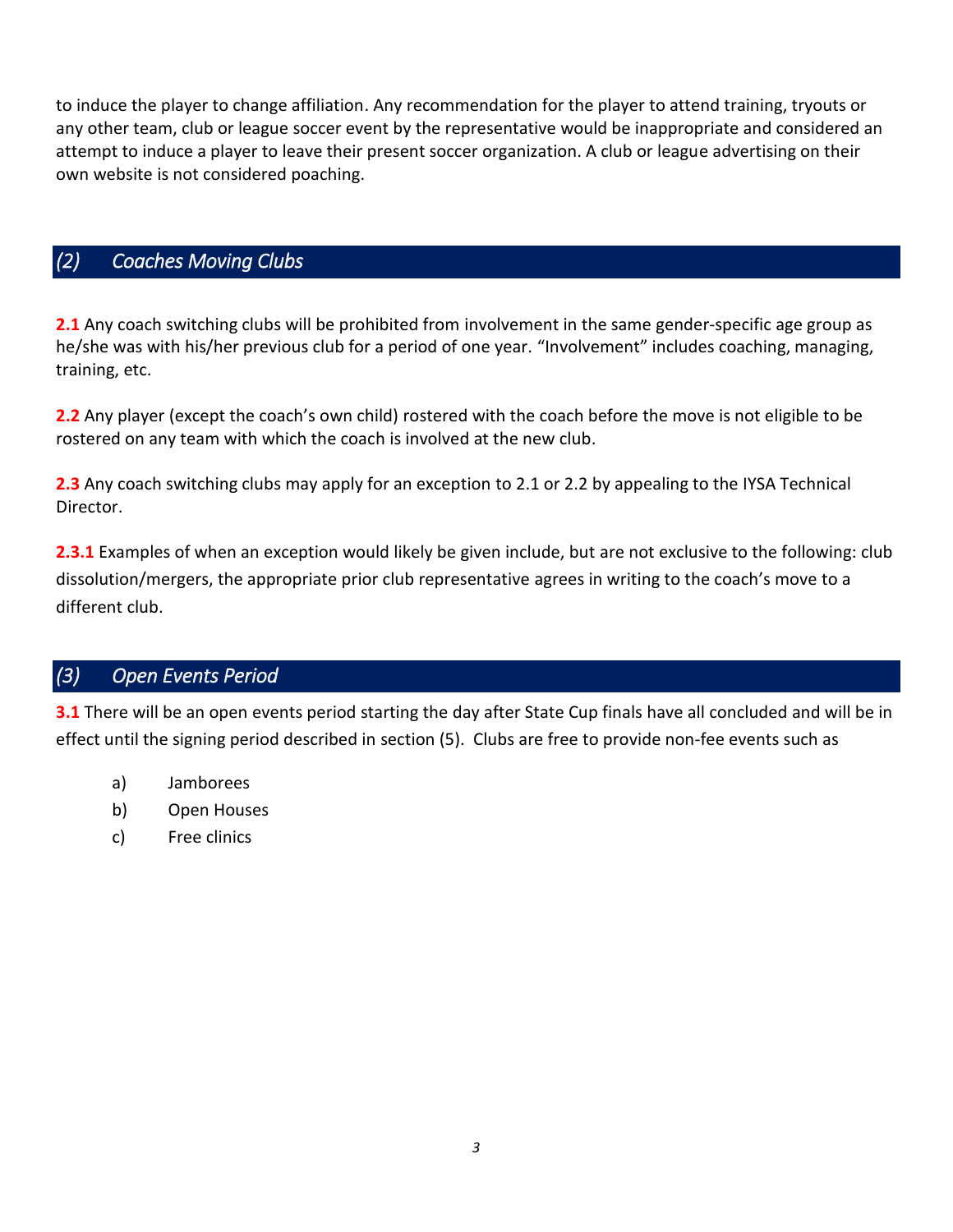to induce the player to change affiliation. Any recommendation for the player to attend training, tryouts or any other team, club or league soccer event by the representative would be inappropriate and considered an attempt to induce a player to leave their present soccer organization. A club or league advertising on their own website is not considered poaching.

## *(2) Coaches Moving Clubs*

**2.1** Any coach switching clubs will be prohibited from involvement in the same gender-specific age group as he/she was with his/her previous club for a period of one year. "Involvement" includes coaching, managing, training, etc.

**2.2** Any player (except the coach's own child) rostered with the coach before the move is not eligible to be rostered on any team with which the coach is involved at the new club.

**2.3** Any coach switching clubs may apply for an exception to 2.1 or 2.2 by appealing to the IYSA Technical Director.

**2.3.1** Examples of when an exception would likely be given include, but are not exclusive to the following: club dissolution/mergers, the appropriate prior club representative agrees in writing to the coach's move to a different club.

## *(3) Open Events Period*

**3.1** There will be an open events period starting the day after State Cup finals have all concluded and will be in effect until the signing period described in section (5). Clubs are free to provide non-fee events such as

a) Jamborees
b) Open Houses
c) Free clinics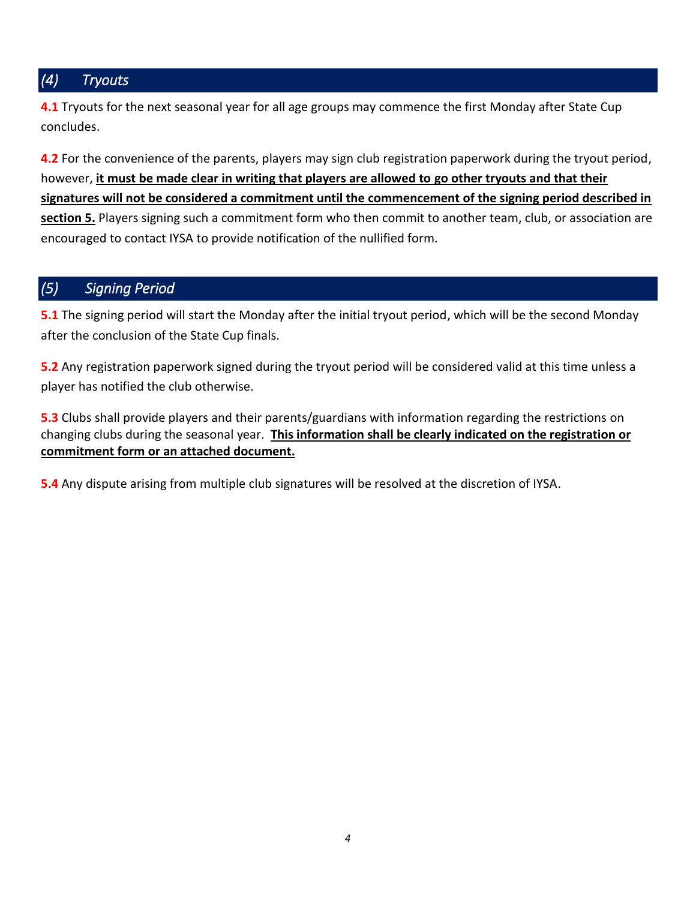## *(4) Tryouts*

**4.1** Tryouts for the next seasonal year for all age groups may commence the first Monday after State Cup concludes.

**4.2** For the convenience of the parents, players may sign club registration paperwork during the tryout period, however, **it must be made clear in writing that players are allowed to go other tryouts and that their signatures will not be considered a commitment until the commencement of the signing period described in section 5.** Players signing such a commitment form who then commit to another team, club, or association are encouraged to contact IYSA to provide notification of the nullified form.

## *(5) Signing Period*

**5.1** The signing period will start the Monday after the initial tryout period, which will be the second Monday after the conclusion of the State Cup finals.

**5.2** Any registration paperwork signed during the tryout period will be considered valid at this time unless a player has notified the club otherwise.

**5.3** Clubs shall provide players and their parents/guardians with information regarding the restrictions on changing clubs during the seasonal year. **This information shall be clearly indicated on the registration or commitment form or an attached document.**

**5.4** Any dispute arising from multiple club signatures will be resolved at the discretion of IYSA.